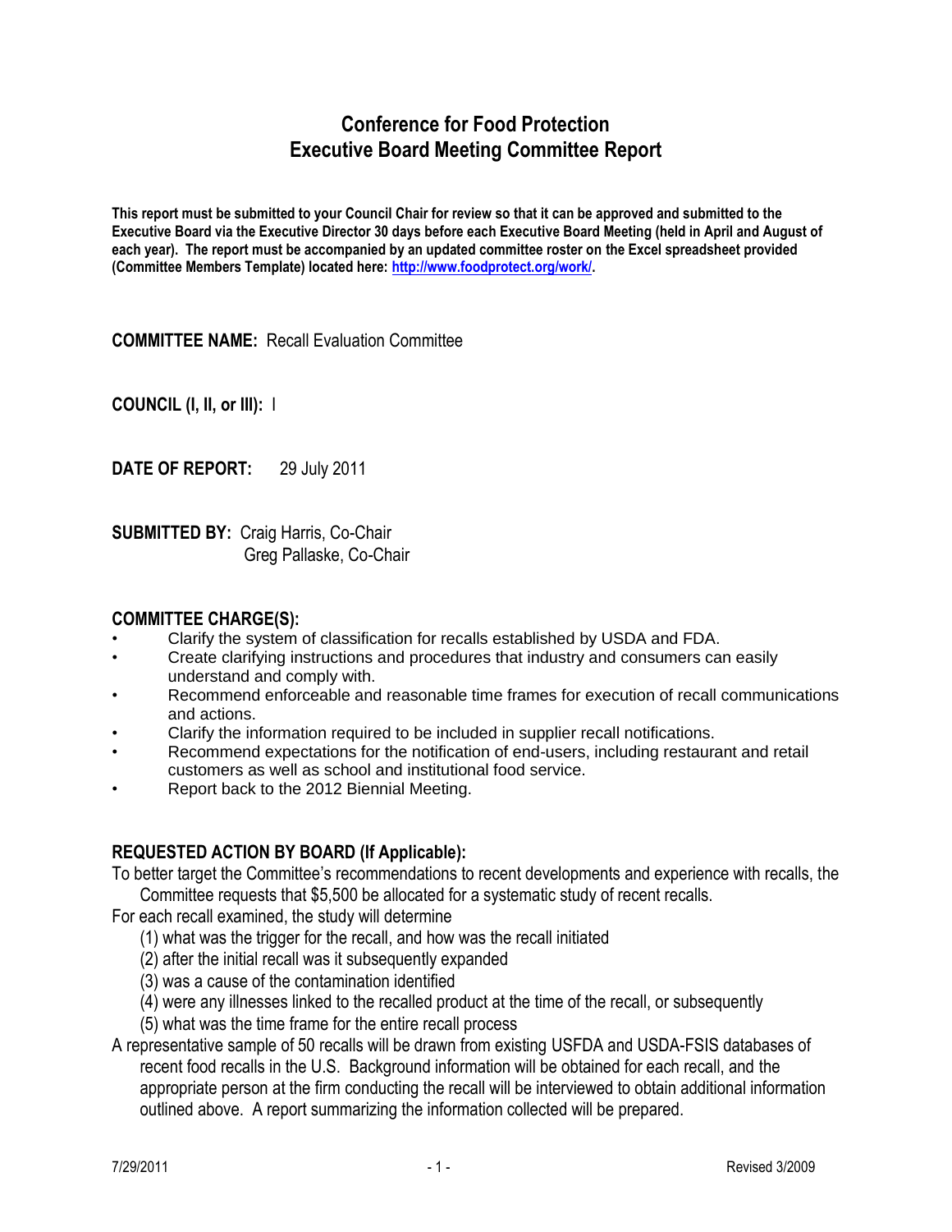# Conference for Food Protection
# Executive Board Meeting Committee Report

**This report must be submitted to your Council Chair for review so that it can be approved and submitted to the Executive Board via the Executive Director 30 days before each Executive Board Meeting (held in April and August of each year). The report must be accompanied by an updated committee roster on the Excel spreadsheet provided (Committee Members Template) located here: http://www.foodprotect.org/work/.**

**COMMITTEE NAME:** Recall Evaluation Committee

**COUNCIL (I, II, or III):** I

**DATE OF REPORT:** 29 July 2011

**SUBMITTED BY:** Craig Harris, Co-Chair
Greg Pallaske, Co-Chair

## COMMITTEE CHARGE(S):

- Clarify the system of classification for recalls established by USDA and FDA.
- Create clarifying instructions and procedures that industry and consumers can easily understand and comply with.
- Recommend enforceable and reasonable time frames for execution of recall communications and actions.
- Clarify the information required to be included in supplier recall notifications.
- Recommend expectations for the notification of end-users, including restaurant and retail customers as well as school and institutional food service.
- Report back to the 2012 Biennial Meeting.

## REQUESTED ACTION BY BOARD (If Applicable):

To better target the Committee's recommendations to recent developments and experience with recalls, the Committee requests that $5,500 be allocated for a systematic study of recent recalls.

For each recall examined, the study will determine

(1) what was the trigger for the recall, and how was the recall initiated
(2) after the initial recall was it subsequently expanded
(3) was a cause of the contamination identified
(4) were any illnesses linked to the recalled product at the time of the recall, or subsequently
(5) what was the time frame for the entire recall process

A representative sample of 50 recalls will be drawn from existing USFDA and USDA-FSIS databases of recent food recalls in the U.S. Background information will be obtained for each recall, and the appropriate person at the firm conducting the recall will be interviewed to obtain additional information outlined above. A report summarizing the information collected will be prepared.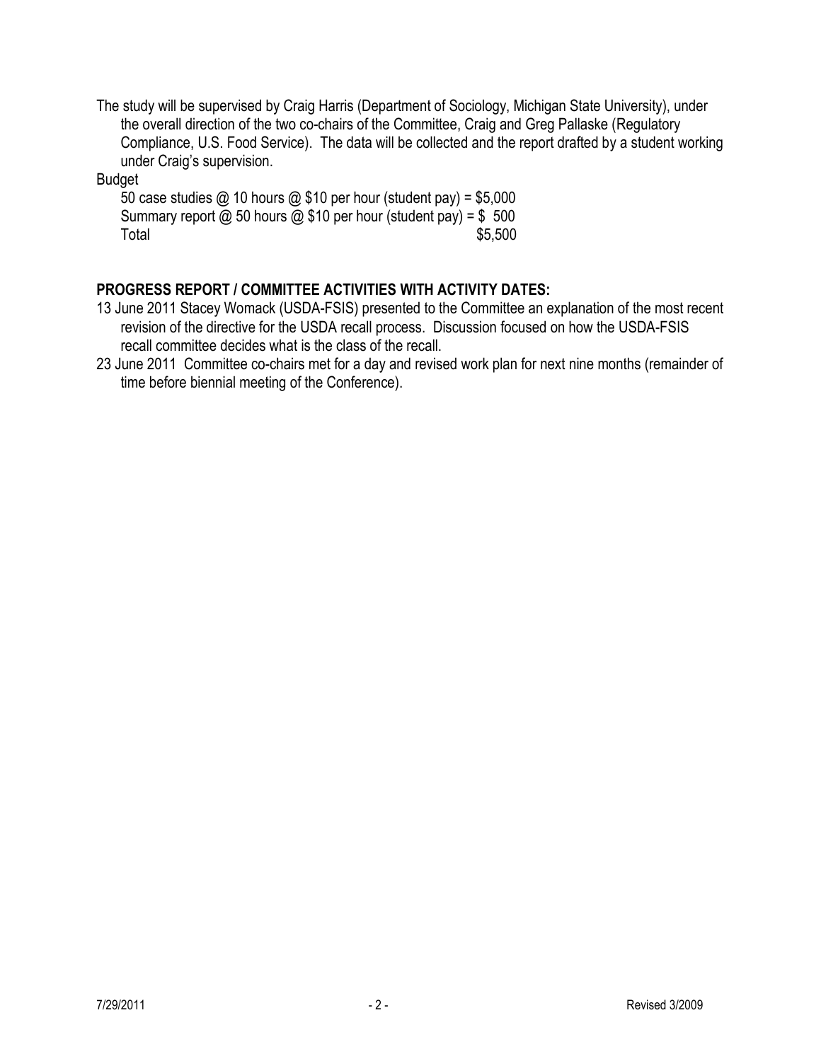The study will be supervised by Craig Harris (Department of Sociology, Michigan State University), under the overall direction of the two co-chairs of the Committee, Craig and Greg Pallaske (Regulatory Compliance, U.S. Food Service). The data will be collected and the report drafted by a student working under Craig's supervision.

Budget

| | |
|---|---|
| 50 case studies @ 10 hours @ $10 per hour (student pay) = | $5,000 |
| Summary report @ 50 hours @ $10 per hour (student pay) = | $ 500 |
| Total | $5,500 |

**PROGRESS REPORT / COMMITTEE ACTIVITIES WITH ACTIVITY DATES:**

13 June 2011 Stacey Womack (USDA-FSIS) presented to the Committee an explanation of the most recent revision of the directive for the USDA recall process. Discussion focused on how the USDA-FSIS recall committee decides what is the class of the recall.

23 June 2011 Committee co-chairs met for a day and revised work plan for next nine months (remainder of time before biennial meeting of the Conference).